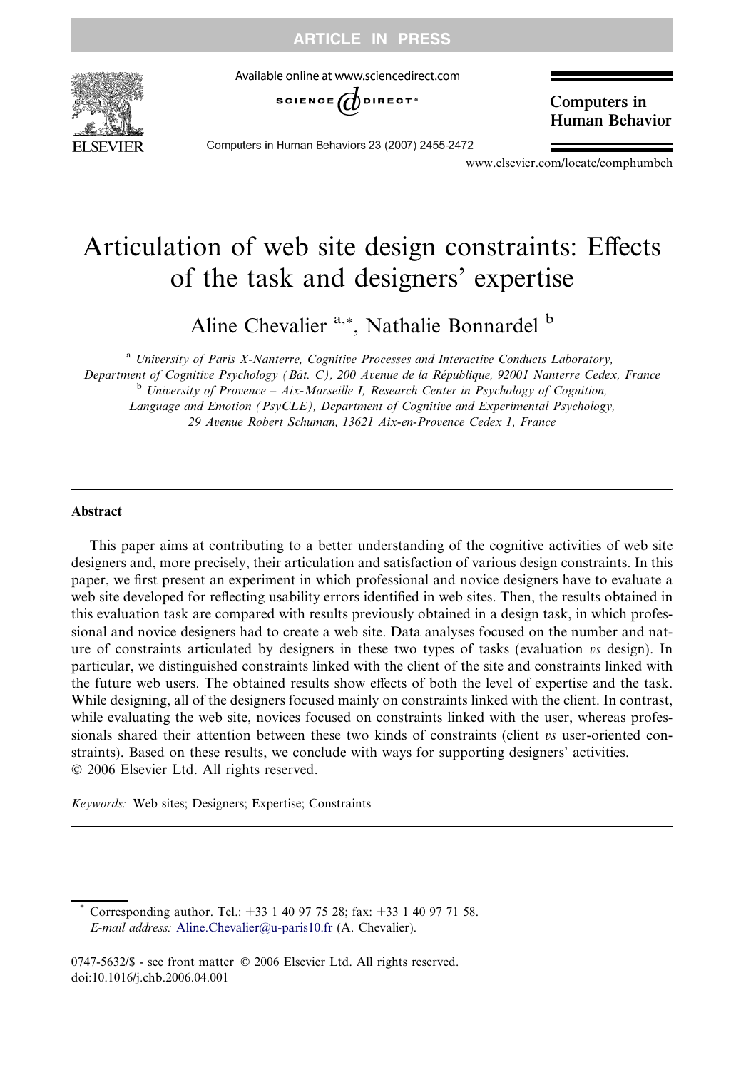# Articulation of web site design constraints: Effects of the task and designers' expertise

Aline Chevalier [a,*], Nathalie Bonnardel [b]

[a] University of Paris X-Nanterre, Cognitive Processes and Interactive Conducts Laboratory, Department of Cognitive Psychology (Bât. C), 200 Avenue de la République, 92001 Nanterre Cedex, France

[b] University of Provence – Aix-Marseille I, Research Center in Psychology of Cognition, Language and Emotion (PsyCLE), Department of Cognitive and Experimental Psychology, 29 Avenue Robert Schuman, 13621 Aix-en-Provence Cedex 1, France

## Abstract

This paper aims at contributing to a better understanding of the cognitive activities of web site designers and, more precisely, their articulation and satisfaction of various design constraints. In this paper, we first present an experiment in which professional and novice designers have to evaluate a web site developed for reflecting usability errors identified in web sites. Then, the results obtained in this evaluation task are compared with results previously obtained in a design task, in which professional and novice designers had to create a web site. Data analyses focused on the number and nature of constraints articulated by designers in these two types of tasks (evaluation *vs* design). In particular, we distinguished constraints linked with the client of the site and constraints linked with the future web users. The obtained results show effects of both the level of expertise and the task. While designing, all of the designers focused mainly on constraints linked with the client. In contrast, while evaluating the web site, novices focused on constraints linked with the user, whereas professionals shared their attention between these two kinds of constraints (client *vs* user-oriented constraints). Based on these results, we conclude with ways for supporting designers' activities.
© 2006 Elsevier Ltd. All rights reserved.

*Keywords:* Web sites; Designers; Expertise; Constraints

---

\* Corresponding author. Tel.: +33 1 40 97 75 28; fax: +33 1 40 97 71 58.
*E-mail address:* Aline.Chevalier@u-paris10.fr (A. Chevalier).

0747-5632/$ - see front matter © 2006 Elsevier Ltd. All rights reserved.
doi:10.1016/j.chb.2006.04.001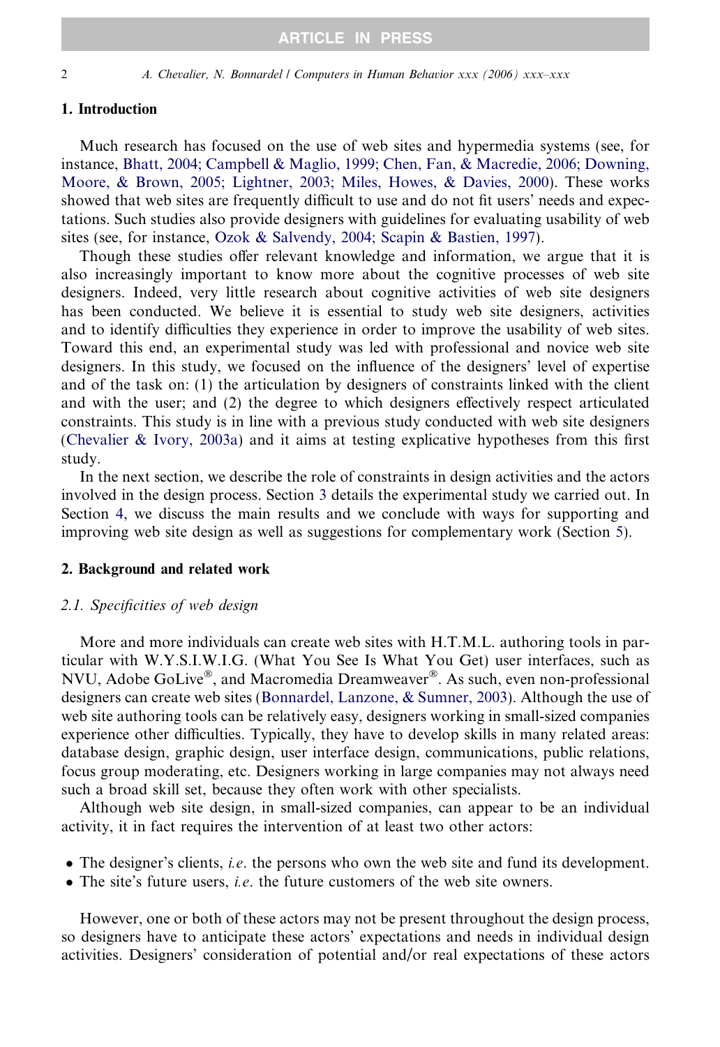## 1. Introduction

Much research has focused on the use of web sites and hypermedia systems (see, for instance, Bhatt, 2004; Campbell & Maglio, 1999; Chen, Fan, & Macredie, 2006; Downing, Moore, & Brown, 2005; Lightner, 2003; Miles, Howes, & Davies, 2000). These works showed that web sites are frequently difficult to use and do not fit users' needs and expectations. Such studies also provide designers with guidelines for evaluating usability of web sites (see, for instance, Ozok & Salvendy, 2004; Scapin & Bastien, 1997).

Though these studies offer relevant knowledge and information, we argue that it is also increasingly important to know more about the cognitive processes of web site designers. Indeed, very little research about cognitive activities of web site designers has been conducted. We believe it is essential to study web site designers, activities and to identify difficulties they experience in order to improve the usability of web sites. Toward this end, an experimental study was led with professional and novice web site designers. In this study, we focused on the influence of the designers' level of expertise and of the task on: (1) the articulation by designers of constraints linked with the client and with the user; and (2) the degree to which designers effectively respect articulated constraints. This study is in line with a previous study conducted with web site designers (Chevalier & Ivory, 2003a) and it aims at testing explicative hypotheses from this first study.

In the next section, we describe the role of constraints in design activities and the actors involved in the design process. Section 3 details the experimental study we carried out. In Section 4, we discuss the main results and we conclude with ways for supporting and improving web site design as well as suggestions for complementary work (Section 5).

## 2. Background and related work

### *2.1. Specificities of web design*

More and more individuals can create web sites with H.T.M.L. authoring tools in particular with W.Y.S.I.W.I.G. (What You See Is What You Get) user interfaces, such as NVU, Adobe GoLive®, and Macromedia Dreamweaver®. As such, even non-professional designers can create web sites (Bonnardel, Lanzone, & Sumner, 2003). Although the use of web site authoring tools can be relatively easy, designers working in small-sized companies experience other difficulties. Typically, they have to develop skills in many related areas: database design, graphic design, user interface design, communications, public relations, focus group moderating, etc. Designers working in large companies may not always need such a broad skill set, because they often work with other specialists.

Although web site design, in small-sized companies, can appear to be an individual activity, it in fact requires the intervention of at least two other actors:

- The designer's clients, *i.e.* the persons who own the web site and fund its development.
- The site's future users, *i.e.* the future customers of the web site owners.

However, one or both of these actors may not be present throughout the design process, so designers have to anticipate these actors' expectations and needs in individual design activities. Designers' consideration of potential and/or real expectations of these actors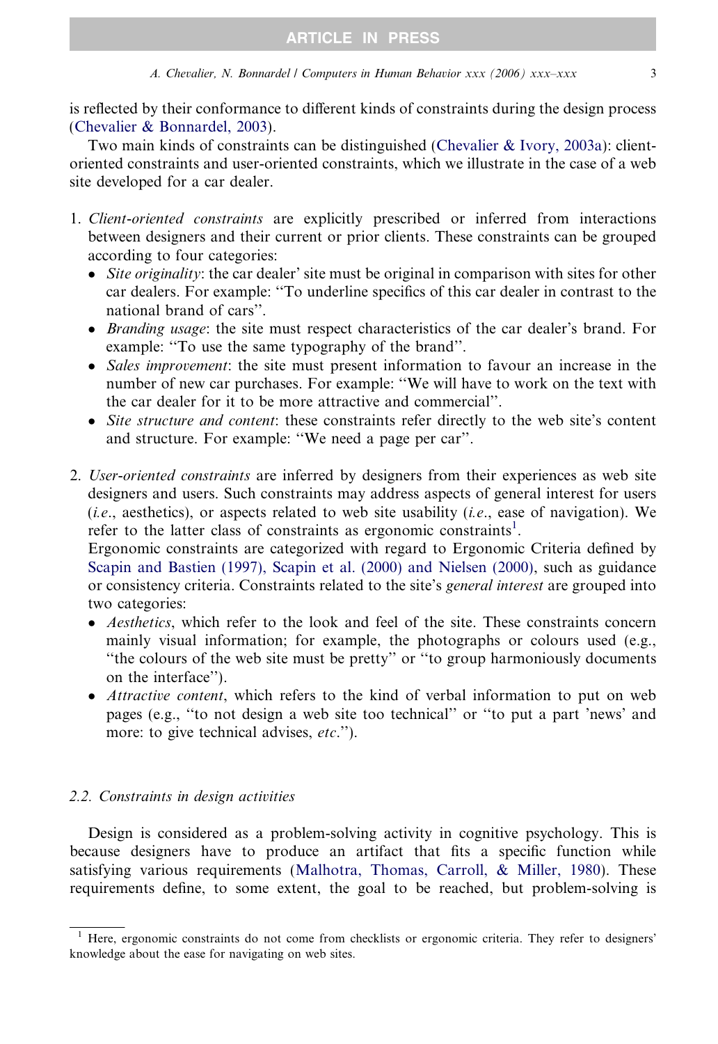is reflected by their conformance to different kinds of constraints during the design process (Chevalier & Bonnardel, 2003).

Two main kinds of constraints can be distinguished (Chevalier & Ivory, 2003a): client-oriented constraints and user-oriented constraints, which we illustrate in the case of a web site developed for a car dealer.

1. *Client-oriented constraints* are explicitly prescribed or inferred from interactions between designers and their current or prior clients. These constraints can be grouped according to four categories:
   - *Site originality*: the car dealer' site must be original in comparison with sites for other car dealers. For example: "To underline specifics of this car dealer in contrast to the national brand of cars".
   - *Branding usage*: the site must respect characteristics of the car dealer's brand. For example: "To use the same typography of the brand".
   - *Sales improvement*: the site must present information to favour an increase in the number of new car purchases. For example: "We will have to work on the text with the car dealer for it to be more attractive and commercial".
   - *Site structure and content*: these constraints refer directly to the web site's content and structure. For example: "We need a page per car".

2. *User-oriented constraints* are inferred by designers from their experiences as web site designers and users. Such constraints may address aspects of general interest for users (*i.e.*, aesthetics), or aspects related to web site usability (*i.e.*, ease of navigation). We refer to the latter class of constraints as ergonomic constraints[1].
   Ergonomic constraints are categorized with regard to Ergonomic Criteria defined by Scapin and Bastien (1997), Scapin et al. (2000) and Nielsen (2000), such as guidance or consistency criteria. Constraints related to the site's *general interest* are grouped into two categories:
   - *Aesthetics*, which refer to the look and feel of the site. These constraints concern mainly visual information; for example, the photographs or colours used (e.g., "the colours of the web site must be pretty" or "to group harmoniously documents on the interface").
   - *Attractive content*, which refers to the kind of verbal information to put on web pages (e.g., "to not design a web site too technical" or "to put a part 'news' and more: to give technical advises, *etc*.").

## 2.2. Constraints in design activities

Design is considered as a problem-solving activity in cognitive psychology. This is because designers have to produce an artifact that fits a specific function while satisfying various requirements (Malhotra, Thomas, Carroll, & Miller, 1980). These requirements define, to some extent, the goal to be reached, but problem-solving is

[1] Here, ergonomic constraints do not come from checklists or ergonomic criteria. They refer to designers' knowledge about the ease for navigating on web sites.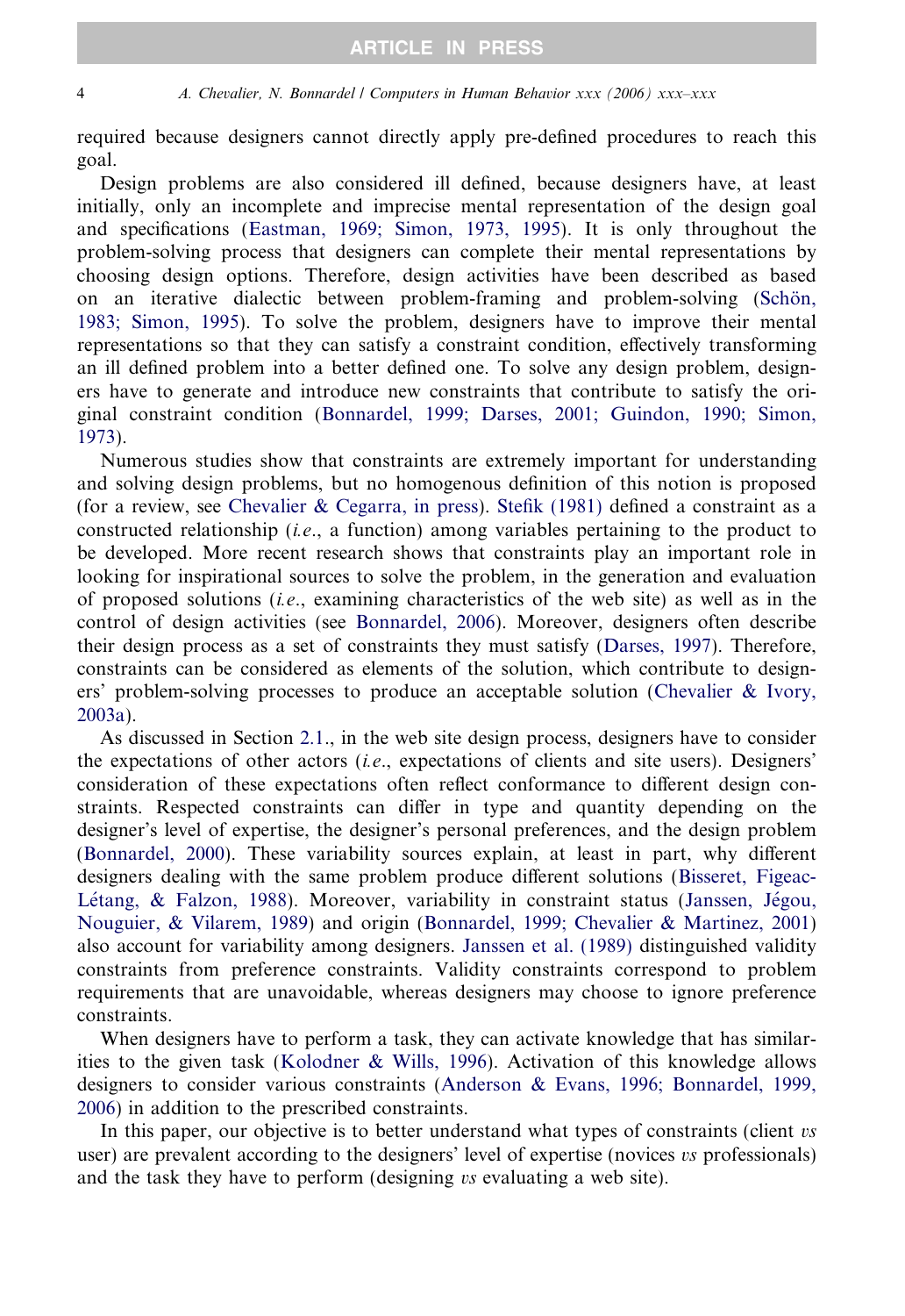required because designers cannot directly apply pre-defined procedures to reach this goal.

Design problems are also considered ill defined, because designers have, at least initially, only an incomplete and imprecise mental representation of the design goal and specifications (Eastman, 1969; Simon, 1973, 1995). It is only throughout the problem-solving process that designers can complete their mental representations by choosing design options. Therefore, design activities have been described as based on an iterative dialectic between problem-framing and problem-solving (Schön, 1983; Simon, 1995). To solve the problem, designers have to improve their mental representations so that they can satisfy a constraint condition, effectively transforming an ill defined problem into a better defined one. To solve any design problem, designers have to generate and introduce new constraints that contribute to satisfy the original constraint condition (Bonnardel, 1999; Darses, 2001; Guindon, 1990; Simon, 1973).

Numerous studies show that constraints are extremely important for understanding and solving design problems, but no homogenous definition of this notion is proposed (for a review, see Chevalier & Cegarra, in press). Stefik (1981) defined a constraint as a constructed relationship (*i.e.*, a function) among variables pertaining to the product to be developed. More recent research shows that constraints play an important role in looking for inspirational sources to solve the problem, in the generation and evaluation of proposed solutions (*i.e.*, examining characteristics of the web site) as well as in the control of design activities (see Bonnardel, 2006). Moreover, designers often describe their design process as a set of constraints they must satisfy (Darses, 1997). Therefore, constraints can be considered as elements of the solution, which contribute to designers' problem-solving processes to produce an acceptable solution (Chevalier & Ivory, 2003a).

As discussed in Section 2.1., in the web site design process, designers have to consider the expectations of other actors (*i.e.*, expectations of clients and site users). Designers' consideration of these expectations often reflect conformance to different design constraints. Respected constraints can differ in type and quantity depending on the designer's level of expertise, the designer's personal preferences, and the design problem (Bonnardel, 2000). These variability sources explain, at least in part, why different designers dealing with the same problem produce different solutions (Bisseret, Figeac-Létang, & Falzon, 1988). Moreover, variability in constraint status (Janssen, Jégou, Nouguier, & Vilarem, 1989) and origin (Bonnardel, 1999; Chevalier & Martinez, 2001) also account for variability among designers. Janssen et al. (1989) distinguished validity constraints from preference constraints. Validity constraints correspond to problem requirements that are unavoidable, whereas designers may choose to ignore preference constraints.

When designers have to perform a task, they can activate knowledge that has similarities to the given task (Kolodner & Wills, 1996). Activation of this knowledge allows designers to consider various constraints (Anderson & Evans, 1996; Bonnardel, 1999, 2006) in addition to the prescribed constraints.

In this paper, our objective is to better understand what types of constraints (client *vs* user) are prevalent according to the designers' level of expertise (novices *vs* professionals) and the task they have to perform (designing *vs* evaluating a web site).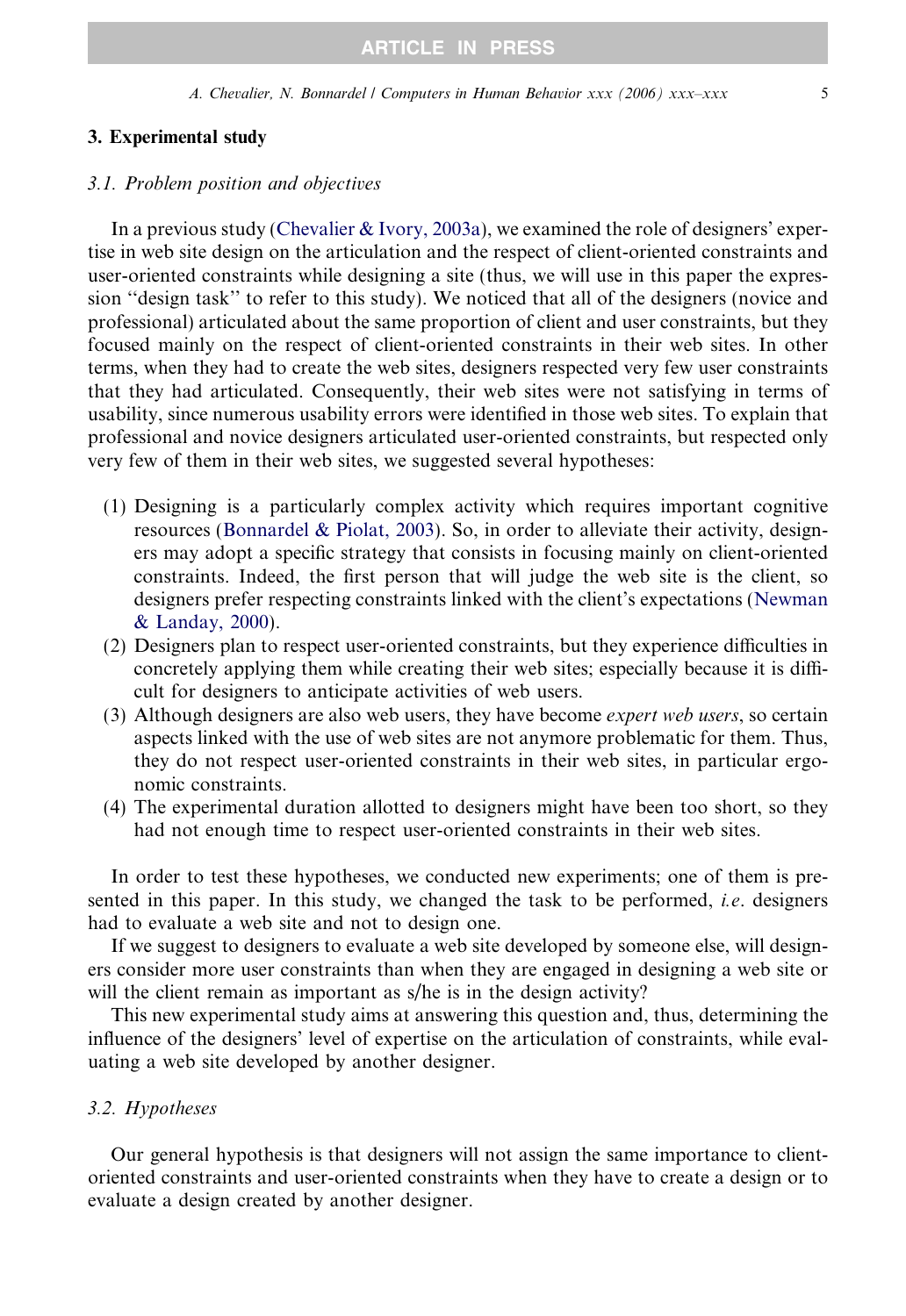## 3. Experimental study

### 3.1. Problem position and objectives

In a previous study (Chevalier & Ivory, 2003a), we examined the role of designers' expertise in web site design on the articulation and the respect of client-oriented constraints and user-oriented constraints while designing a site (thus, we will use in this paper the expression ‘‘design task’’ to refer to this study). We noticed that all of the designers (novice and professional) articulated about the same proportion of client and user constraints, but they focused mainly on the respect of client-oriented constraints in their web sites. In other terms, when they had to create the web sites, designers respected very few user constraints that they had articulated. Consequently, their web sites were not satisfying in terms of usability, since numerous usability errors were identified in those web sites. To explain that professional and novice designers articulated user-oriented constraints, but respected only very few of them in their web sites, we suggested several hypotheses:

(1) Designing is a particularly complex activity which requires important cognitive resources (Bonnardel & Piolat, 2003). So, in order to alleviate their activity, designers may adopt a specific strategy that consists in focusing mainly on client-oriented constraints. Indeed, the first person that will judge the web site is the client, so designers prefer respecting constraints linked with the client's expectations (Newman & Landay, 2000).
(2) Designers plan to respect user-oriented constraints, but they experience difficulties in concretely applying them while creating their web sites; especially because it is difficult for designers to anticipate activities of web users.
(3) Although designers are also web users, they have become *expert web users*, so certain aspects linked with the use of web sites are not anymore problematic for them. Thus, they do not respect user-oriented constraints in their web sites, in particular ergonomic constraints.
(4) The experimental duration allotted to designers might have been too short, so they had not enough time to respect user-oriented constraints in their web sites.

In order to test these hypotheses, we conducted new experiments; one of them is presented in this paper. In this study, we changed the task to be performed, *i.e*. designers had to evaluate a web site and not to design one.

If we suggest to designers to evaluate a web site developed by someone else, will designers consider more user constraints than when they are engaged in designing a web site or will the client remain as important as s/he is in the design activity?

This new experimental study aims at answering this question and, thus, determining the influence of the designers' level of expertise on the articulation of constraints, while evaluating a web site developed by another designer.

### 3.2. Hypotheses

Our general hypothesis is that designers will not assign the same importance to client-oriented constraints and user-oriented constraints when they have to create a design or to evaluate a design created by another designer.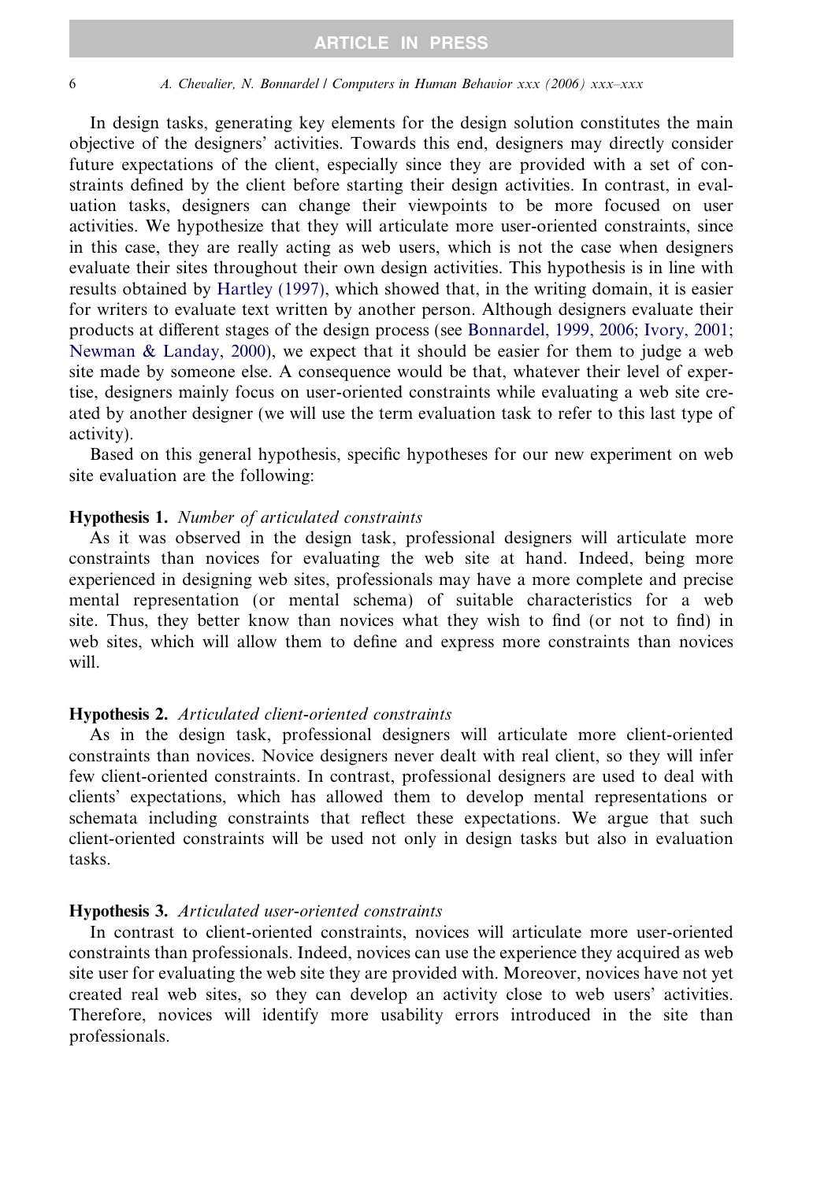In design tasks, generating key elements for the design solution constitutes the main objective of the designers' activities. Towards this end, designers may directly consider future expectations of the client, especially since they are provided with a set of constraints defined by the client before starting their design activities. In contrast, in evaluation tasks, designers can change their viewpoints to be more focused on user activities. We hypothesize that they will articulate more user-oriented constraints, since in this case, they are really acting as web users, which is not the case when designers evaluate their sites throughout their own design activities. This hypothesis is in line with results obtained by Hartley (1997), which showed that, in the writing domain, it is easier for writers to evaluate text written by another person. Although designers evaluate their products at different stages of the design process (see Bonnardel, 1999, 2006; Ivory, 2001; Newman & Landay, 2000), we expect that it should be easier for them to judge a web site made by someone else. A consequence would be that, whatever their level of expertise, designers mainly focus on user-oriented constraints while evaluating a web site created by another designer (we will use the term evaluation task to refer to this last type of activity).

Based on this general hypothesis, specific hypotheses for our new experiment on web site evaluation are the following:

**Hypothesis 1.** *Number of articulated constraints*

As it was observed in the design task, professional designers will articulate more constraints than novices for evaluating the web site at hand. Indeed, being more experienced in designing web sites, professionals may have a more complete and precise mental representation (or mental schema) of suitable characteristics for a web site. Thus, they better know than novices what they wish to find (or not to find) in web sites, which will allow them to define and express more constraints than novices will.

**Hypothesis 2.** *Articulated client-oriented constraints*

As in the design task, professional designers will articulate more client-oriented constraints than novices. Novice designers never dealt with real client, so they will infer few client-oriented constraints. In contrast, professional designers are used to deal with clients' expectations, which has allowed them to develop mental representations or schemata including constraints that reflect these expectations. We argue that such client-oriented constraints will be used not only in design tasks but also in evaluation tasks.

**Hypothesis 3.** *Articulated user-oriented constraints*

In contrast to client-oriented constraints, novices will articulate more user-oriented constraints than professionals. Indeed, novices can use the experience they acquired as web site user for evaluating the web site they are provided with. Moreover, novices have not yet created real web sites, so they can develop an activity close to web users' activities. Therefore, novices will identify more usability errors introduced in the site than professionals.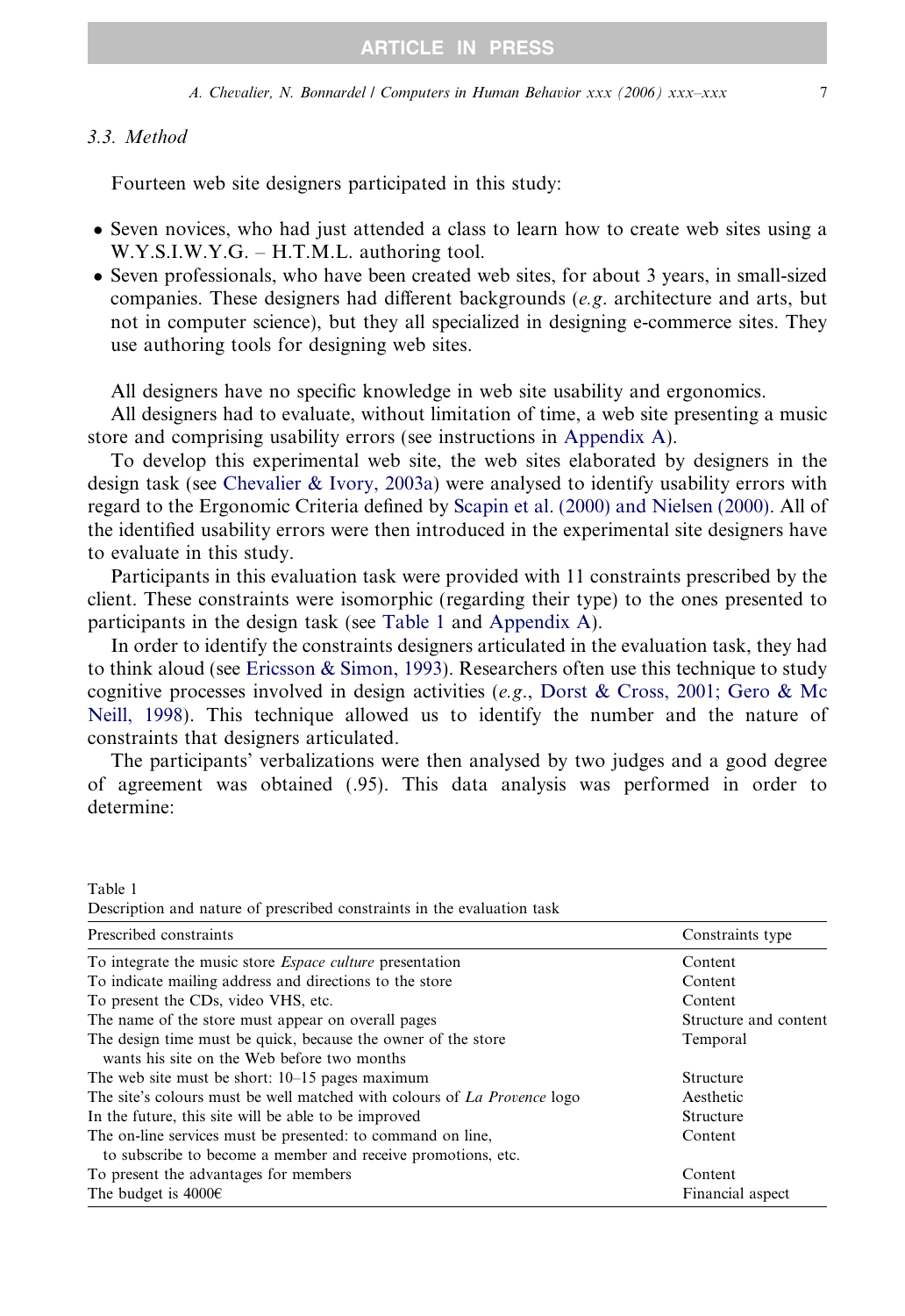### 3.3. Method

Fourteen web site designers participated in this study:

- Seven novices, who had just attended a class to learn how to create web sites using a W.Y.S.I.W.Y.G. – H.T.M.L. authoring tool.
- Seven professionals, who have been created web sites, for about 3 years, in small-sized companies. These designers had different backgrounds (*e.g.* architecture and arts, but not in computer science), but they all specialized in designing e-commerce sites. They use authoring tools for designing web sites.

All designers have no specific knowledge in web site usability and ergonomics.

All designers had to evaluate, without limitation of time, a web site presenting a music store and comprising usability errors (see instructions in Appendix A).

To develop this experimental web site, the web sites elaborated by designers in the design task (see Chevalier & Ivory, 2003a) were analysed to identify usability errors with regard to the Ergonomic Criteria defined by Scapin et al. (2000) and Nielsen (2000). All of the identified usability errors were then introduced in the experimental site designers have to evaluate in this study.

Participants in this evaluation task were provided with 11 constraints prescribed by the client. These constraints were isomorphic (regarding their type) to the ones presented to participants in the design task (see Table 1 and Appendix A).

In order to identify the constraints designers articulated in the evaluation task, they had to think aloud (see Ericsson & Simon, 1993). Researchers often use this technique to study cognitive processes involved in design activities (*e.g.*, Dorst & Cross, 2001; Gero & Mc Neill, 1998). This technique allowed us to identify the number and the nature of constraints that designers articulated.

The participants' verbalizations were then analysed by two judges and a good degree of agreement was obtained (.95). This data analysis was performed in order to determine:

Table 1
Description and nature of prescribed constraints in the evaluation task

| Prescribed constraints | Constraints type |
|---|---|
| To integrate the music store *Espace culture* presentation | Content |
| To indicate mailing address and directions to the store | Content |
| To present the CDs, video VHS, etc. | Content |
| The name of the store must appear on overall pages | Structure and content |
| The design time must be quick, because the owner of the store wants his site on the Web before two months | Temporal |
| The web site must be short: 10–15 pages maximum | Structure |
| The site's colours must be well matched with colours of *La Provence* logo | Aesthetic |
| In the future, this site will be able to be improved | Structure |
| The on-line services must be presented: to command on line, to subscribe to become a member and receive promotions, etc. | Content |
| To present the advantages for members | Content |
| The budget is 4000€ | Financial aspect |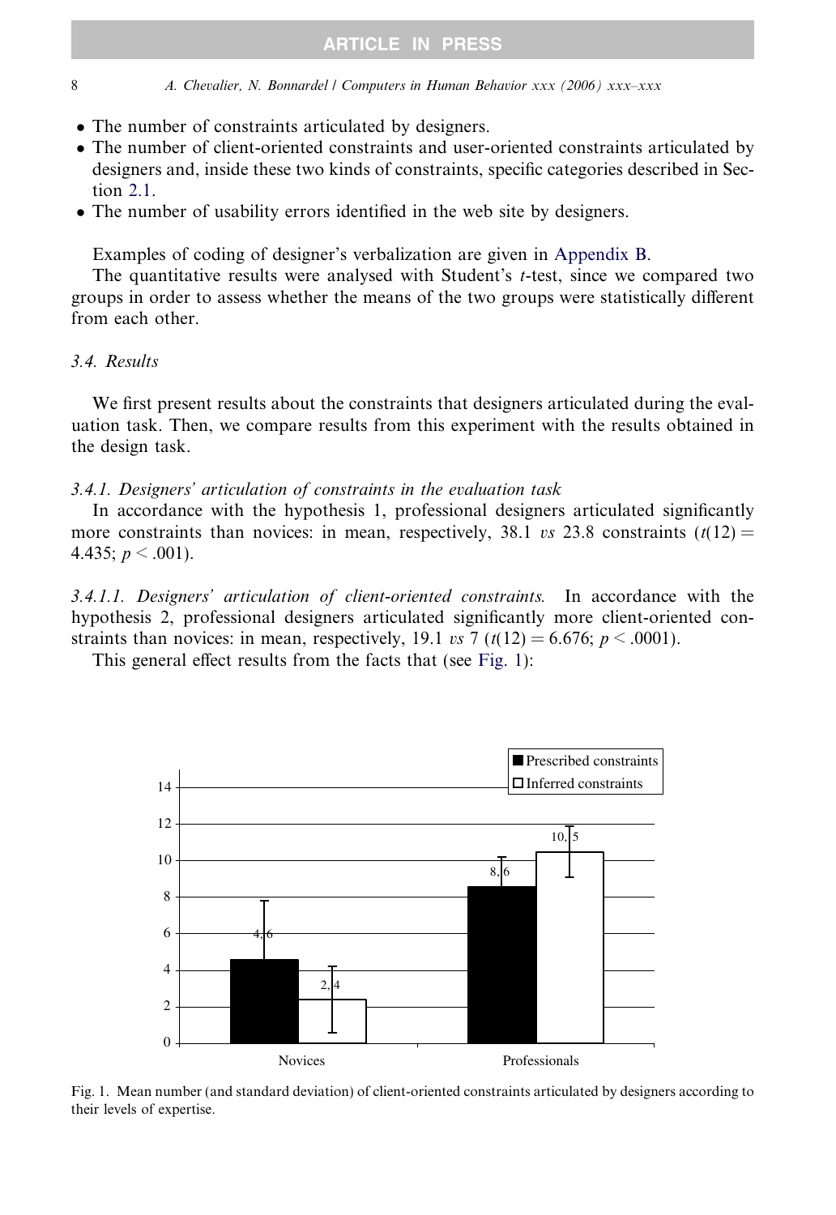- The number of constraints articulated by designers.
- The number of client-oriented constraints and user-oriented constraints articulated by designers and, inside these two kinds of constraints, specific categories described in Section 2.1.
- The number of usability errors identified in the web site by designers.

Examples of coding of designer's verbalization are given in Appendix B.

The quantitative results were analysed with Student's *t*-test, since we compared two groups in order to assess whether the means of the two groups were statistically different from each other.

### 3.4. Results

We first present results about the constraints that designers articulated during the evaluation task. Then, we compare results from this experiment with the results obtained in the design task.

#### 3.4.1. Designers' articulation of constraints in the evaluation task

In accordance with the hypothesis 1, professional designers articulated significantly more constraints than novices: in mean, respectively, 38.1 *vs* 23.8 constraints ($t(12) = 4.435$; $p < .001$).

##### 3.4.1.1. Designers' articulation of client-oriented constraints.

In accordance with the hypothesis 2, professional designers articulated significantly more client-oriented constraints than novices: in mean, respectively, 19.1 *vs* 7 ($t(12) = 6.676$; $p < .0001$).

This general effect results from the facts that (see Fig. 1):

Fig. 1. Mean number (and standard deviation) of client-oriented constraints articulated by designers according to their levels of expertise.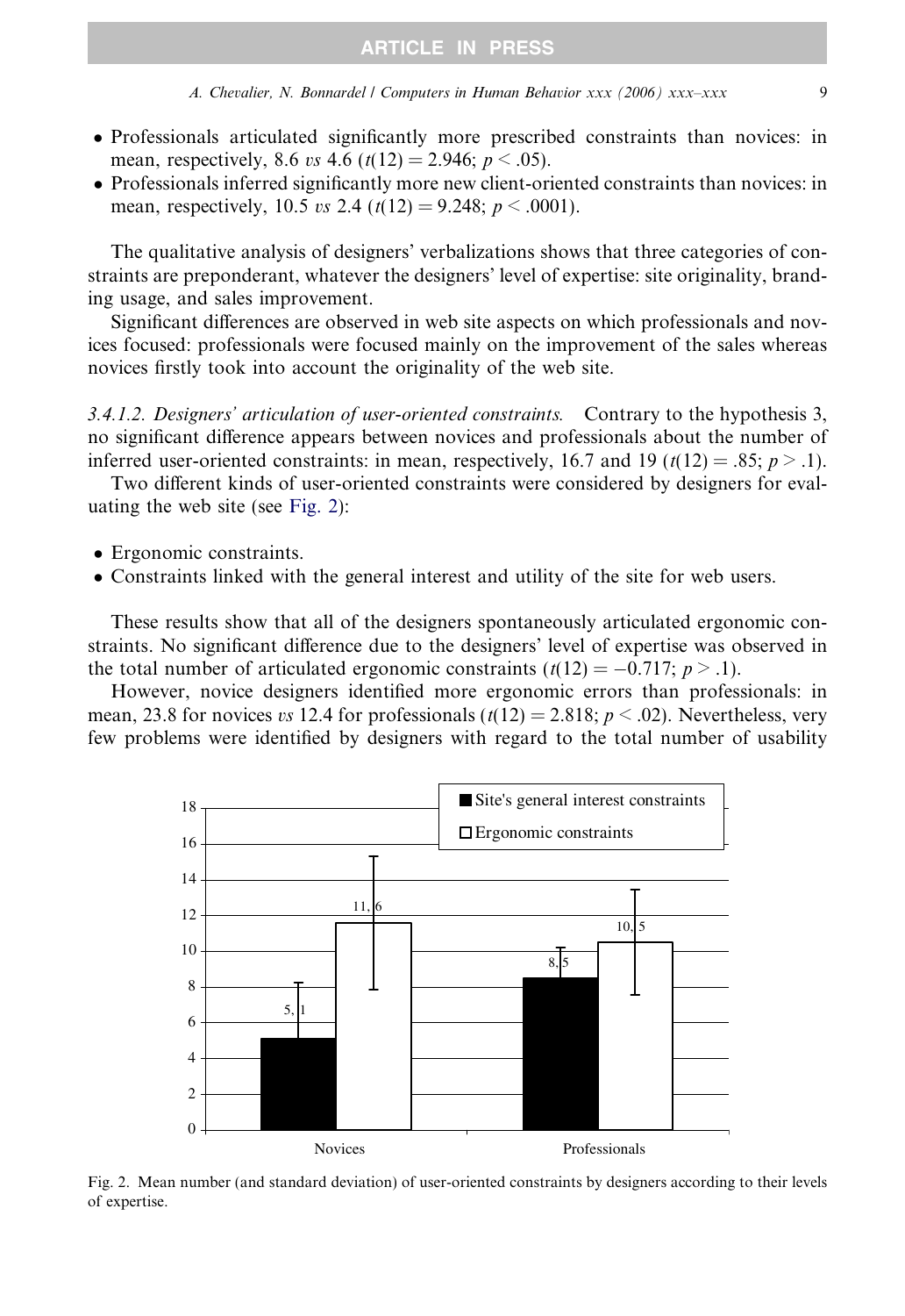- Professionals articulated significantly more prescribed constraints than novices: in mean, respectively, 8.6 *vs* 4.6 ($t(12) = 2.946$; $p < .05$).
- Professionals inferred significantly more new client-oriented constraints than novices: in mean, respectively, 10.5 *vs* 2.4 ($t(12) = 9.248$; $p < .0001$).

The qualitative analysis of designers' verbalizations shows that three categories of constraints are preponderant, whatever the designers' level of expertise: site originality, branding usage, and sales improvement.

Significant differences are observed in web site aspects on which professionals and novices focused: professionals were focused mainly on the improvement of the sales whereas novices firstly took into account the originality of the web site.

*3.4.1.2. Designers' articulation of user-oriented constraints.* Contrary to the hypothesis 3, no significant difference appears between novices and professionals about the number of inferred user-oriented constraints: in mean, respectively, 16.7 and 19 ($t(12) = .85$; $p > .1$).

Two different kinds of user-oriented constraints were considered by designers for evaluating the web site (see Fig. 2):

- Ergonomic constraints.
- Constraints linked with the general interest and utility of the site for web users.

These results show that all of the designers spontaneously articulated ergonomic constraints. No significant difference due to the designers' level of expertise was observed in the total number of articulated ergonomic constraints ($t(12) = -0.717$; $p > .1$).

However, novice designers identified more ergonomic errors than professionals: in mean, 23.8 for novices *vs* 12.4 for professionals ($t(12) = 2.818$; $p < .02$). Nevertheless, very few problems were identified by designers with regard to the total number of usability

| | Site's general interest constraints | Ergonomic constraints |
|---|---|---|
| Novices | 5,1 | 11,6 |
| Professionals | 8,5 | 10,5 |

Fig. 2. Mean number (and standard deviation) of user-oriented constraints by designers according to their levels of expertise.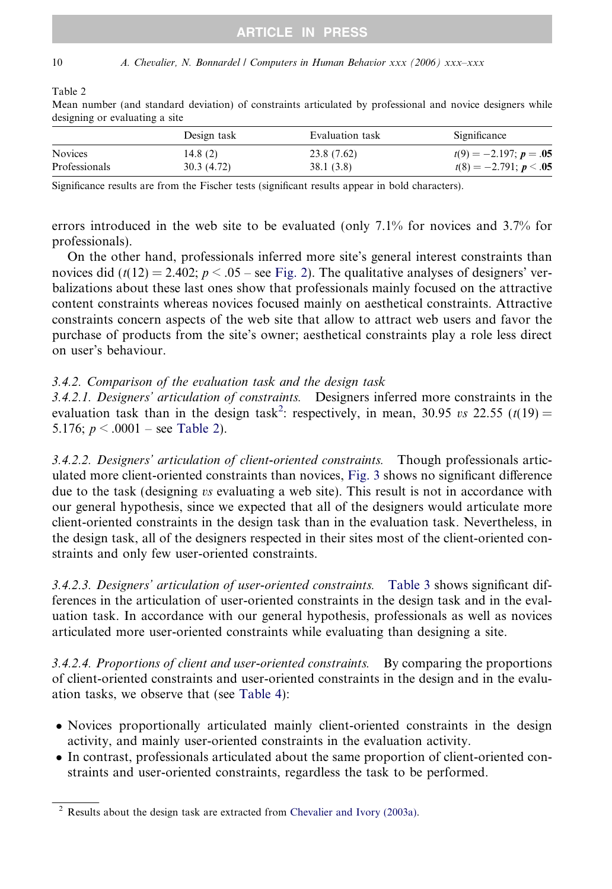Table 2
Mean number (and standard deviation) of constraints articulated by professional and novice designers while designing or evaluating a site

| | Design task | Evaluation task | Significance |
|---|---|---|---|
| Novices | 14.8 (2) | 23.8 (7.62) | $t(9) = -2.197$; $\boldsymbol{p = .05}$ |
| Professionals | 30.3 (4.72) | 38.1 (3.8) | $t(8) = -2.791$; $\boldsymbol{p < .05}$ |

Significance results are from the Fischer tests (significant results appear in bold characters).

errors introduced in the web site to be evaluated (only 7.1% for novices and 3.7% for professionals).

On the other hand, professionals inferred more site's general interest constraints than novices did ($t(12) = 2.402$; $p < .05$ – see Fig. 2). The qualitative analyses of designers' verbalizations about these last ones show that professionals mainly focused on the attractive content constraints whereas novices focused mainly on aesthetical constraints. Attractive constraints concern aspects of the web site that allow to attract web users and favor the purchase of products from the site's owner; aesthetical constraints play a role less direct on user's behaviour.

### 3.4.2. Comparison of the evaluation task and the design task

*3.4.2.1. Designers' articulation of constraints.* Designers inferred more constraints in the evaluation task than in the design task[2]: respectively, in mean, 30.95 *vs* 22.55 ($t(19) = 5.176$; $p < .0001$ – see Table 2).

*3.4.2.2. Designers' articulation of client-oriented constraints.* Though professionals articulated more client-oriented constraints than novices, Fig. 3 shows no significant difference due to the task (designing *vs* evaluating a web site). This result is not in accordance with our general hypothesis, since we expected that all of the designers would articulate more client-oriented constraints in the design task than in the evaluation task. Nevertheless, in the design task, all of the designers respected in their sites most of the client-oriented constraints and only few user-oriented constraints.

*3.4.2.3. Designers' articulation of user-oriented constraints.* Table 3 shows significant differences in the articulation of user-oriented constraints in the design task and in the evaluation task. In accordance with our general hypothesis, professionals as well as novices articulated more user-oriented constraints while evaluating than designing a site.

*3.4.2.4. Proportions of client and user-oriented constraints.* By comparing the proportions of client-oriented constraints and user-oriented constraints in the design and in the evaluation tasks, we observe that (see Table 4):

- Novices proportionally articulated mainly client-oriented constraints in the design activity, and mainly user-oriented constraints in the evaluation activity.
- In contrast, professionals articulated about the same proportion of client-oriented constraints and user-oriented constraints, regardless the task to be performed.

[2] Results about the design task are extracted from Chevalier and Ivory (2003a).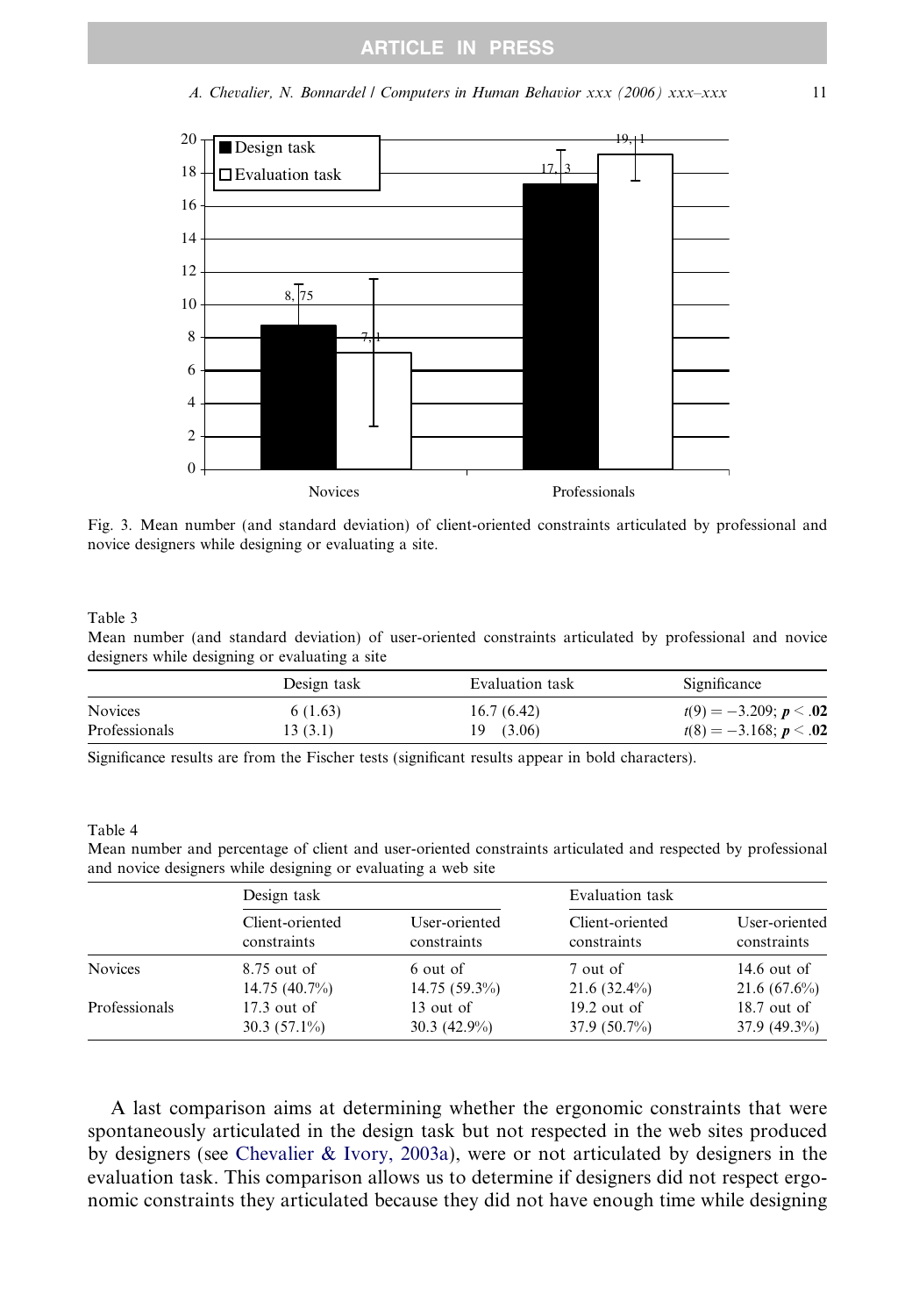Fig. 3. Mean number (and standard deviation) of client-oriented constraints articulated by professional and novice designers while designing or evaluating a site.

Table 3
Mean number (and standard deviation) of user-oriented constraints articulated by professional and novice designers while designing or evaluating a site

| | Design task | Evaluation task | Significance |
|---|---|---|---|
| Novices | 6 (1.63) | 16.7 (6.42) | $t(9) = -3.209$; $p < .02$ |
| Professionals | 13 (3.1) | 19 (3.06) | $t(8) = -3.168$; $p < .02$ |

Significance results are from the Fischer tests (significant results appear in bold characters).

Table 4
Mean number and percentage of client and user-oriented constraints articulated and respected by professional and novice designers while designing or evaluating a web site

| | Design task | | Evaluation task | |
|---|---|---|---|---|
| | Client-oriented constraints | User-oriented constraints | Client-oriented constraints | User-oriented constraints |
| Novices | 8.75 out of 14.75 (40.7%) | 6 out of 14.75 (59.3%) | 7 out of 21.6 (32.4%) | 14.6 out of 21.6 (67.6%) |
| Professionals | 17.3 out of 30.3 (57.1%) | 13 out of 30.3 (42.9%) | 19.2 out of 37.9 (50.7%) | 18.7 out of 37.9 (49.3%) |

A last comparison aims at determining whether the ergonomic constraints that were spontaneously articulated in the design task but not respected in the web sites produced by designers (see Chevalier & Ivory, 2003a), were or not articulated by designers in the evaluation task. This comparison allows us to determine if designers did not respect ergonomic constraints they articulated because they did not have enough time while designing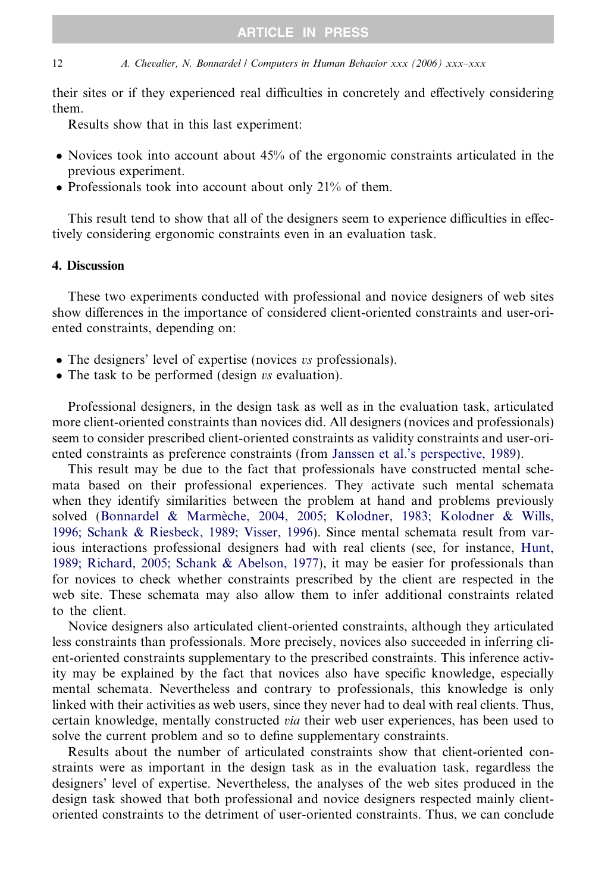their sites or if they experienced real difficulties in concretely and effectively considering them.

Results show that in this last experiment:

- Novices took into account about 45% of the ergonomic constraints articulated in the previous experiment.
- Professionals took into account about only 21% of them.

This result tend to show that all of the designers seem to experience difficulties in effectively considering ergonomic constraints even in an evaluation task.

## 4. Discussion

These two experiments conducted with professional and novice designers of web sites show differences in the importance of considered client-oriented constraints and user-oriented constraints, depending on:

- The designers' level of expertise (novices *vs* professionals).
- The task to be performed (design *vs* evaluation).

Professional designers, in the design task as well as in the evaluation task, articulated more client-oriented constraints than novices did. All designers (novices and professionals) seem to consider prescribed client-oriented constraints as validity constraints and user-oriented constraints as preference constraints (from Janssen et al.'s perspective, 1989).

This result may be due to the fact that professionals have constructed mental schemata based on their professional experiences. They activate such mental schemata when they identify similarities between the problem at hand and problems previously solved (Bonnardel & Marmèche, 2004, 2005; Kolodner, 1983; Kolodner & Wills, 1996; Schank & Riesbeck, 1989; Visser, 1996). Since mental schemata result from various interactions professional designers had with real clients (see, for instance, Hunt, 1989; Richard, 2005; Schank & Abelson, 1977), it may be easier for professionals than for novices to check whether constraints prescribed by the client are respected in the web site. These schemata may also allow them to infer additional constraints related to the client.

Novice designers also articulated client-oriented constraints, although they articulated less constraints than professionals. More precisely, novices also succeeded in inferring client-oriented constraints supplementary to the prescribed constraints. This inference activity may be explained by the fact that novices also have specific knowledge, especially mental schemata. Nevertheless and contrary to professionals, this knowledge is only linked with their activities as web users, since they never had to deal with real clients. Thus, certain knowledge, mentally constructed *via* their web user experiences, has been used to solve the current problem and so to define supplementary constraints.

Results about the number of articulated constraints show that client-oriented constraints were as important in the design task as in the evaluation task, regardless the designers' level of expertise. Nevertheless, the analyses of the web sites produced in the design task showed that both professional and novice designers respected mainly client-oriented constraints to the detriment of user-oriented constraints. Thus, we can conclude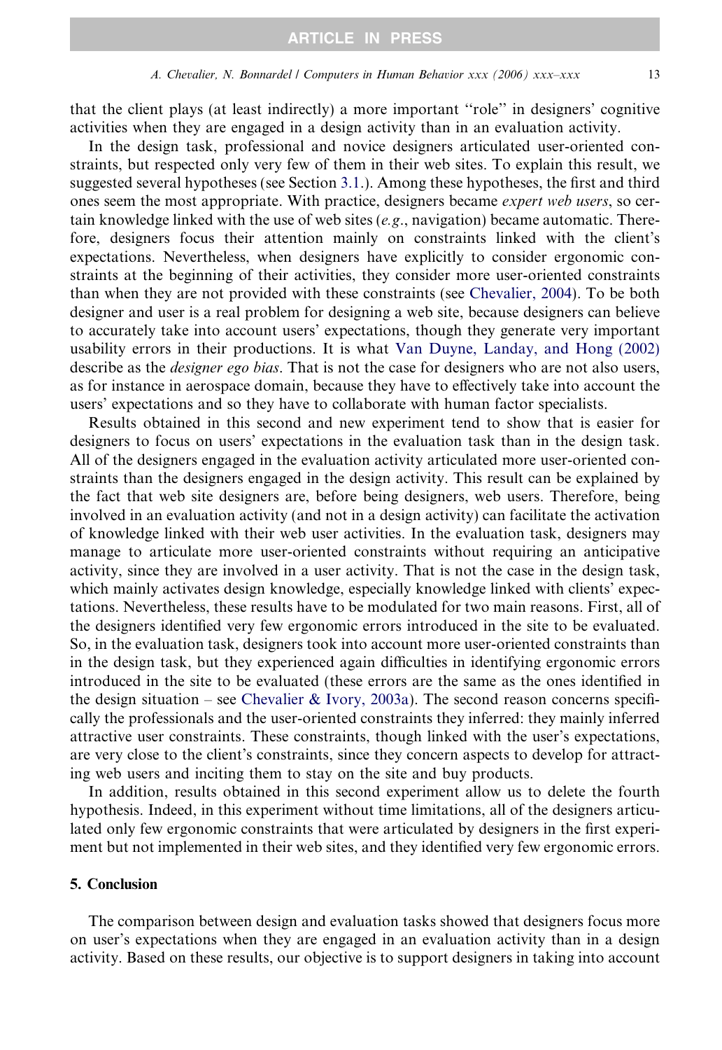that the client plays (at least indirectly) a more important "role" in designers' cognitive activities when they are engaged in a design activity than in an evaluation activity.

In the design task, professional and novice designers articulated user-oriented constraints, but respected only very few of them in their web sites. To explain this result, we suggested several hypotheses (see Section 3.1.). Among these hypotheses, the first and third ones seem the most appropriate. With practice, designers became *expert web users*, so certain knowledge linked with the use of web sites (*e.g.*, navigation) became automatic. Therefore, designers focus their attention mainly on constraints linked with the client's expectations. Nevertheless, when designers have explicitly to consider ergonomic constraints at the beginning of their activities, they consider more user-oriented constraints than when they are not provided with these constraints (see Chevalier, 2004). To be both designer and user is a real problem for designing a web site, because designers can believe to accurately take into account users' expectations, though they generate very important usability errors in their productions. It is what Van Duyne, Landay, and Hong (2002) describe as the *designer ego bias*. That is not the case for designers who are not also users, as for instance in aerospace domain, because they have to effectively take into account the users' expectations and so they have to collaborate with human factor specialists.

Results obtained in this second and new experiment tend to show that is easier for designers to focus on users' expectations in the evaluation task than in the design task. All of the designers engaged in the evaluation activity articulated more user-oriented constraints than the designers engaged in the design activity. This result can be explained by the fact that web site designers are, before being designers, web users. Therefore, being involved in an evaluation activity (and not in a design activity) can facilitate the activation of knowledge linked with their web user activities. In the evaluation task, designers may manage to articulate more user-oriented constraints without requiring an anticipative activity, since they are involved in a user activity. That is not the case in the design task, which mainly activates design knowledge, especially knowledge linked with clients' expectations. Nevertheless, these results have to be modulated for two main reasons. First, all of the designers identified very few ergonomic errors introduced in the site to be evaluated. So, in the evaluation task, designers took into account more user-oriented constraints than in the design task, but they experienced again difficulties in identifying ergonomic errors introduced in the site to be evaluated (these errors are the same as the ones identified in the design situation – see Chevalier & Ivory, 2003a). The second reason concerns specifically the professionals and the user-oriented constraints they inferred: they mainly inferred attractive user constraints. These constraints, though linked with the user's expectations, are very close to the client's constraints, since they concern aspects to develop for attracting web users and inciting them to stay on the site and buy products.

In addition, results obtained in this second experiment allow us to delete the fourth hypothesis. Indeed, in this experiment without time limitations, all of the designers articulated only few ergonomic constraints that were articulated by designers in the first experiment but not implemented in their web sites, and they identified very few ergonomic errors.

## 5. Conclusion

The comparison between design and evaluation tasks showed that designers focus more on user's expectations when they are engaged in an evaluation activity than in a design activity. Based on these results, our objective is to support designers in taking into account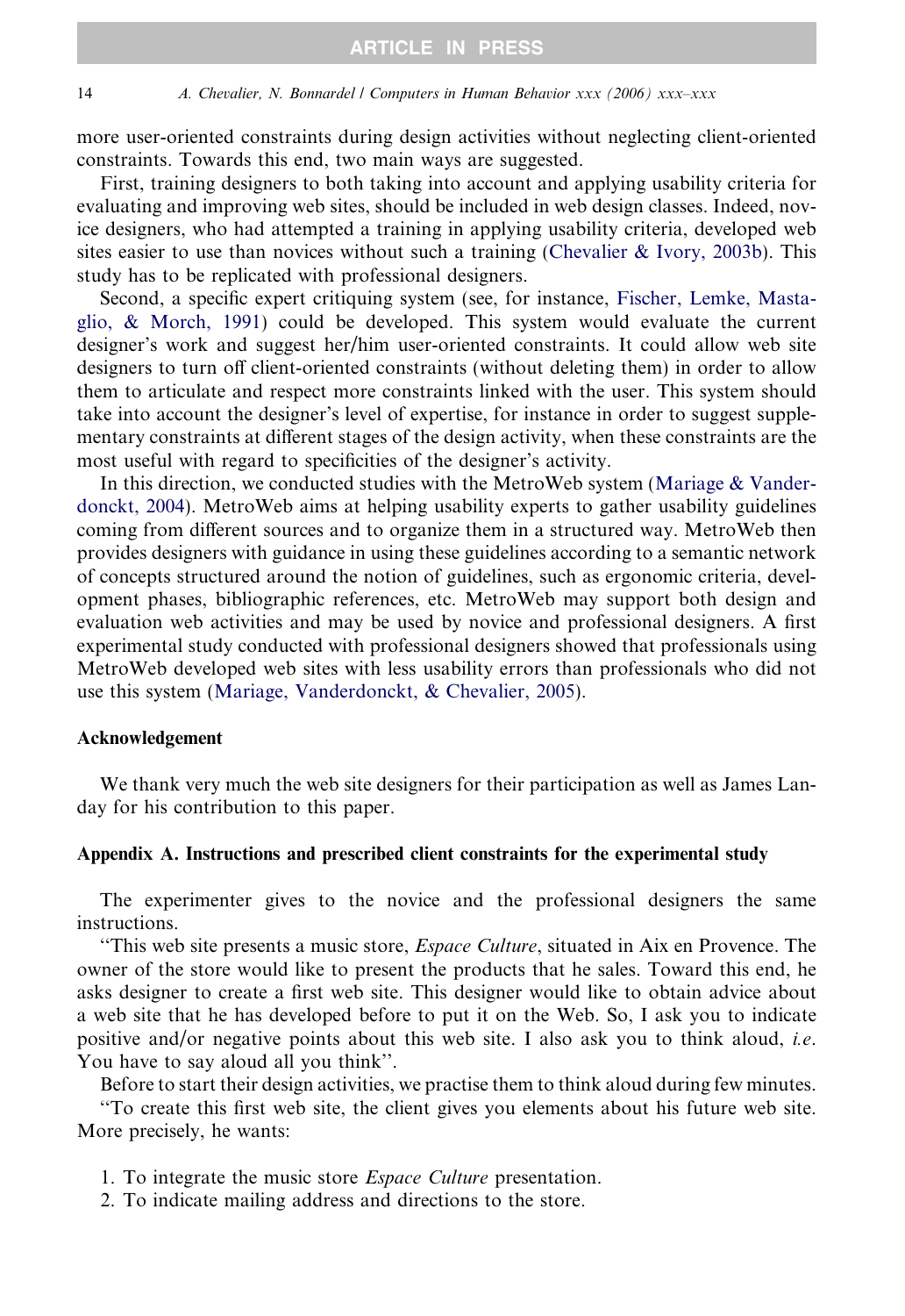more user-oriented constraints during design activities without neglecting client-oriented constraints. Towards this end, two main ways are suggested.

First, training designers to both taking into account and applying usability criteria for evaluating and improving web sites, should be included in web design classes. Indeed, novice designers, who had attempted a training in applying usability criteria, developed web sites easier to use than novices without such a training (Chevalier & Ivory, 2003b). This study has to be replicated with professional designers.

Second, a specific expert critiquing system (see, for instance, Fischer, Lemke, Mastaglio, & Morch, 1991) could be developed. This system would evaluate the current designer's work and suggest her/him user-oriented constraints. It could allow web site designers to turn off client-oriented constraints (without deleting them) in order to allow them to articulate and respect more constraints linked with the user. This system should take into account the designer's level of expertise, for instance in order to suggest supplementary constraints at different stages of the design activity, when these constraints are the most useful with regard to specificities of the designer's activity.

In this direction, we conducted studies with the MetroWeb system (Mariage & Vanderdonckt, 2004). MetroWeb aims at helping usability experts to gather usability guidelines coming from different sources and to organize them in a structured way. MetroWeb then provides designers with guidance in using these guidelines according to a semantic network of concepts structured around the notion of guidelines, such as ergonomic criteria, development phases, bibliographic references, etc. MetroWeb may support both design and evaluation web activities and may be used by novice and professional designers. A first experimental study conducted with professional designers showed that professionals using MetroWeb developed web sites with less usability errors than professionals who did not use this system (Mariage, Vanderdonckt, & Chevalier, 2005).

## Acknowledgement

We thank very much the web site designers for their participation as well as James Landay for his contribution to this paper.

## Appendix A. Instructions and prescribed client constraints for the experimental study

The experimenter gives to the novice and the professional designers the same instructions.

"This web site presents a music store, *Espace Culture*, situated in Aix en Provence. The owner of the store would like to present the products that he sales. Toward this end, he asks designer to create a first web site. This designer would like to obtain advice about a web site that he has developed before to put it on the Web. So, I ask you to indicate positive and/or negative points about this web site. I also ask you to think aloud, *i.e.* You have to say aloud all you think".

Before to start their design activities, we practise them to think aloud during few minutes.

"To create this first web site, the client gives you elements about his future web site. More precisely, he wants:

1. To integrate the music store *Espace Culture* presentation.
2. To indicate mailing address and directions to the store.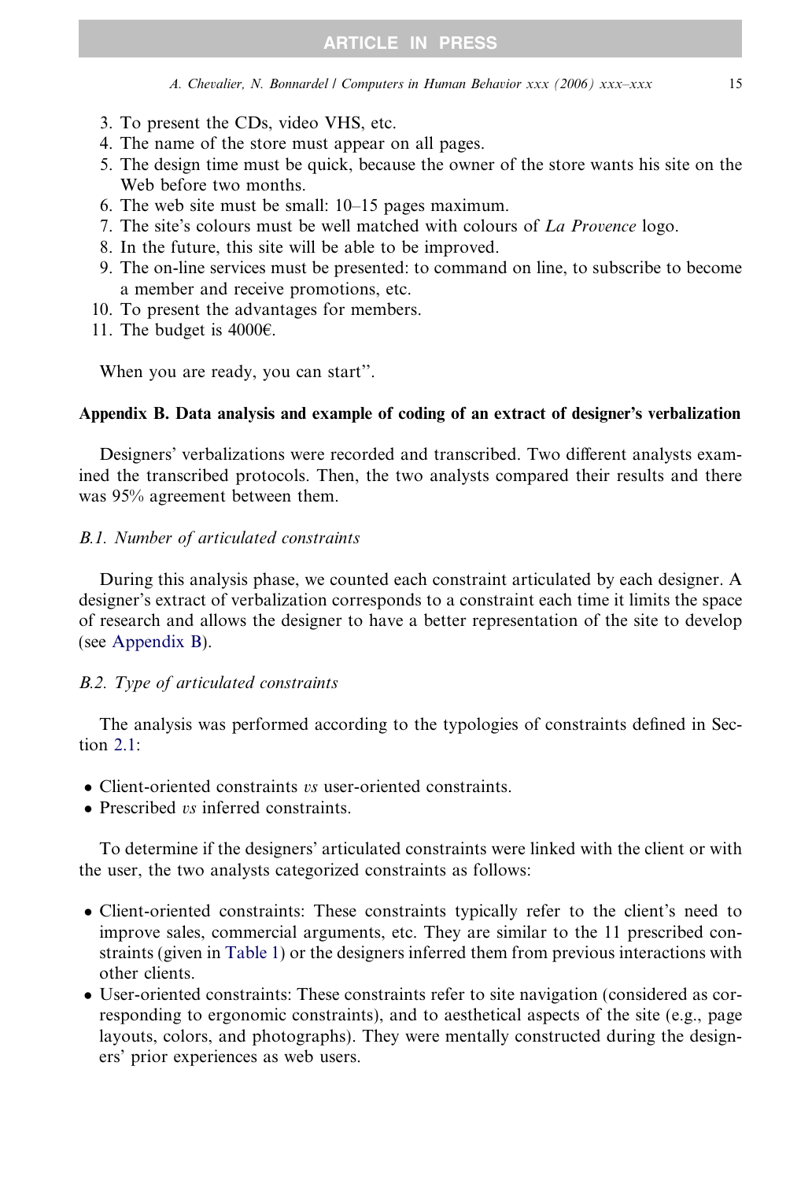3. To present the CDs, video VHS, etc.
4. The name of the store must appear on all pages.
5. The design time must be quick, because the owner of the store wants his site on the Web before two months.
6. The web site must be small: 10–15 pages maximum.
7. The site's colours must be well matched with colours of *La Provence* logo.
8. In the future, this site will be able to be improved.
9. The on-line services must be presented: to command on line, to subscribe to become a member and receive promotions, etc.
10. To present the advantages for members.
11. The budget is 4000€.

When you are ready, you can start".

## Appendix B. Data analysis and example of coding of an extract of designer's verbalization

Designers' verbalizations were recorded and transcribed. Two different analysts examined the transcribed protocols. Then, the two analysts compared their results and there was 95% agreement between them.

### B.1. Number of articulated constraints

During this analysis phase, we counted each constraint articulated by each designer. A designer's extract of verbalization corresponds to a constraint each time it limits the space of research and allows the designer to have a better representation of the site to develop (see Appendix B).

### B.2. Type of articulated constraints

The analysis was performed according to the typologies of constraints defined in Section 2.1:

- Client-oriented constraints *vs* user-oriented constraints.
- Prescribed *vs* inferred constraints.

To determine if the designers' articulated constraints were linked with the client or with the user, the two analysts categorized constraints as follows:

- Client-oriented constraints: These constraints typically refer to the client's need to improve sales, commercial arguments, etc. They are similar to the 11 prescribed constraints (given in Table 1) or the designers inferred them from previous interactions with other clients.
- User-oriented constraints: These constraints refer to site navigation (considered as corresponding to ergonomic constraints), and to aesthetical aspects of the site (e.g., page layouts, colors, and photographs). They were mentally constructed during the designers' prior experiences as web users.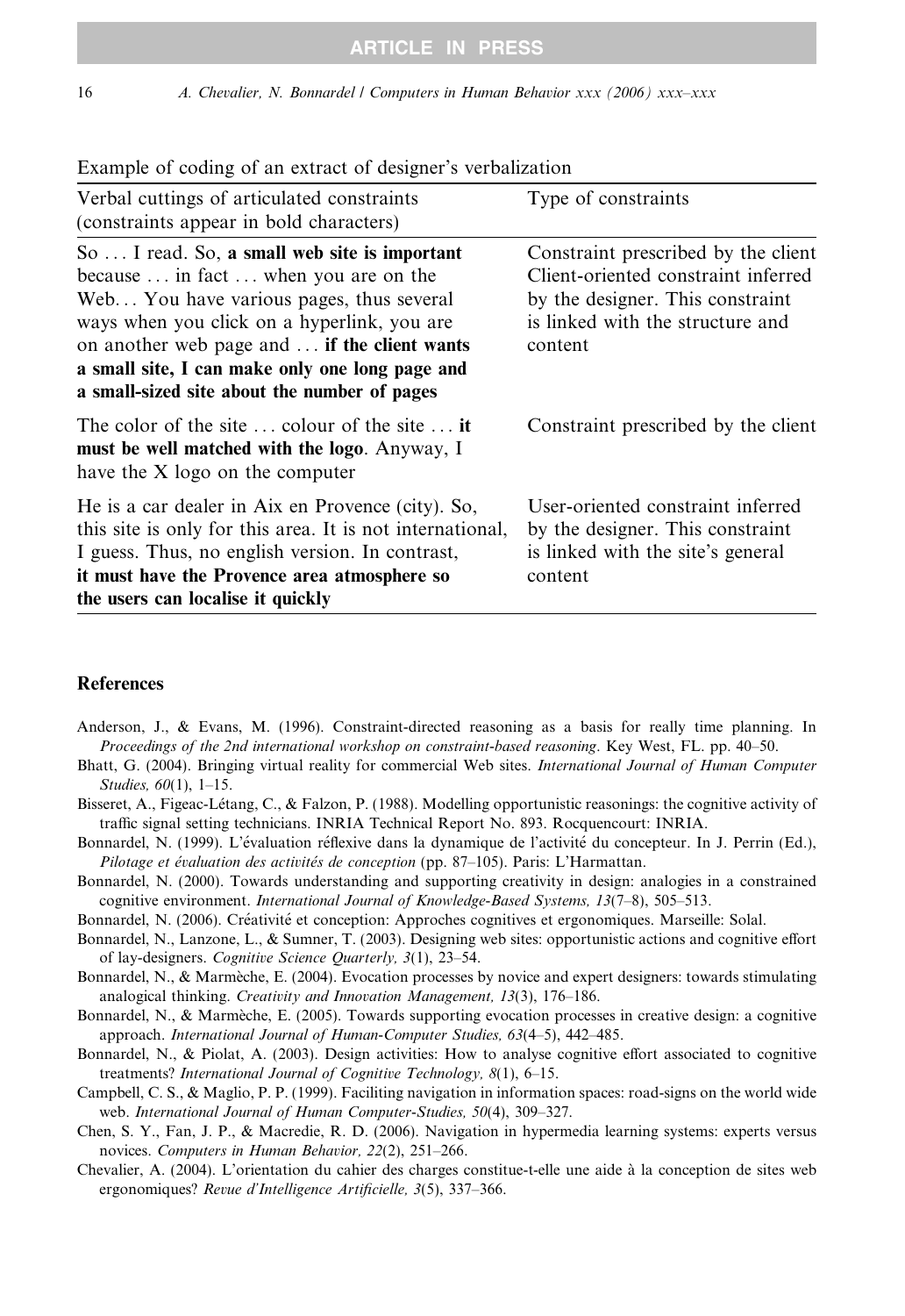Example of coding of an extract of designer's verbalization

| Verbal cuttings of articulated constraints (constraints appear in bold characters) | Type of constraints |
| --- | --- |
| So ... I read. So, **a small web site is important** because ... in fact ... when you are on the Web... You have various pages, thus several ways when you click on a hyperlink, you are on another web page and ... **if the client wants a small site, I can make only one long page and a small-sized site about the number of pages** | Constraint prescribed by the client Client-oriented constraint inferred by the designer. This constraint is linked with the structure and content |
| The color of the site ... colour of the site ... **it must be well matched with the logo**. Anyway, I have the X logo on the computer | Constraint prescribed by the client |
| He is a car dealer in Aix en Provence (city). So, this site is only for this area. It is not international, I guess. Thus, no english version. In contrast, **it must have the Provence area atmosphere so the users can localise it quickly** | User-oriented constraint inferred by the designer. This constraint is linked with the site's general content |

## References

Anderson, J., & Evans, M. (1996). Constraint-directed reasoning as a basis for really time planning. In *Proceedings of the 2nd international workshop on constraint-based reasoning*. Key West, FL. pp. 40–50.

Bhatt, G. (2004). Bringing virtual reality for commercial Web sites. *International Journal of Human Computer Studies, 60*(1), 1–15.

Bisseret, A., Figeac-Létang, C., & Falzon, P. (1988). Modelling opportunistic reasonings: the cognitive activity of traffic signal setting technicians. INRIA Technical Report No. 893. Rocquencourt: INRIA.

Bonnardel, N. (1999). L'évaluation réflexive dans la dynamique de l'activité du concepteur. In J. Perrin (Ed.), *Pilotage et évaluation des activités de conception* (pp. 87–105). Paris: L'Harmattan.

Bonnardel, N. (2000). Towards understanding and supporting creativity in design: analogies in a constrained cognitive environment. *International Journal of Knowledge-Based Systems, 13*(7–8), 505–513.

Bonnardel, N. (2006). Créativité et conception: Approches cognitives et ergonomiques. Marseille: Solal.

Bonnardel, N., Lanzone, L., & Sumner, T. (2003). Designing web sites: opportunistic actions and cognitive effort of lay-designers. *Cognitive Science Quarterly, 3*(1), 23–54.

Bonnardel, N., & Marmèche, E. (2004). Evocation processes by novice and expert designers: towards stimulating analogical thinking. *Creativity and Innovation Management, 13*(3), 176–186.

Bonnardel, N., & Marmèche, E. (2005). Towards supporting evocation processes in creative design: a cognitive approach. *International Journal of Human-Computer Studies, 63*(4–5), 442–485.

Bonnardel, N., & Piolat, A. (2003). Design activities: How to analyse cognitive effort associated to cognitive treatments? *International Journal of Cognitive Technology, 8*(1), 6–15.

Campbell, C. S., & Maglio, P. P. (1999). Faciliting navigation in information spaces: road-signs on the world wide web. *International Journal of Human Computer-Studies, 50*(4), 309–327.

Chen, S. Y., Fan, J. P., & Macredie, R. D. (2006). Navigation in hypermedia learning systems: experts versus novices. *Computers in Human Behavior, 22*(2), 251–266.

Chevalier, A. (2004). L'orientation du cahier des charges constitue-t-elle une aide à la conception de sites web ergonomiques? *Revue d'Intelligence Artificielle, 3*(5), 337–366.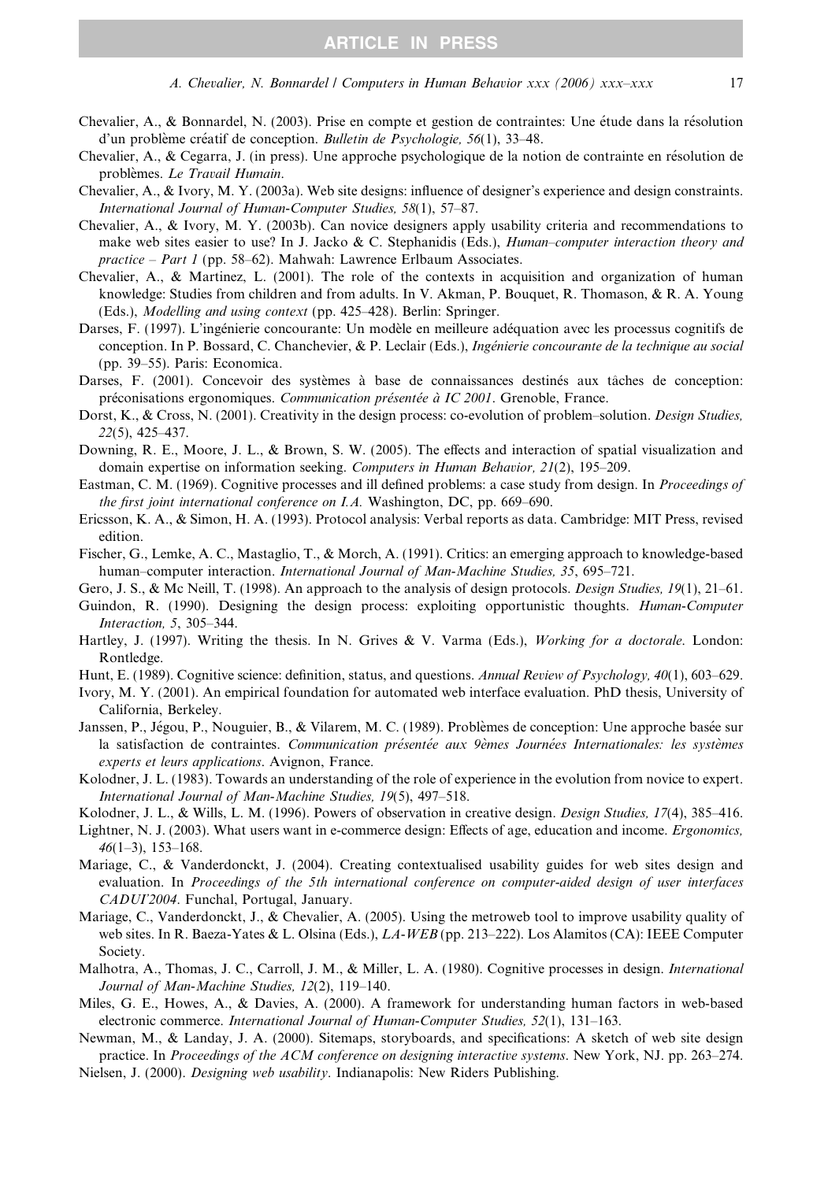Chevalier, A., & Bonnardel, N. (2003). Prise en compte et gestion de contraintes: Une étude dans la résolution d'un problème créatif de conception. *Bulletin de Psychologie, 56*(1), 33–48.

Chevalier, A., & Cegarra, J. (in press). Une approche psychologique de la notion de contrainte en résolution de problèmes. *Le Travail Humain*.

Chevalier, A., & Ivory, M. Y. (2003a). Web site designs: influence of designer's experience and design constraints. *International Journal of Human-Computer Studies, 58*(1), 57–87.

Chevalier, A., & Ivory, M. Y. (2003b). Can novice designers apply usability criteria and recommendations to make web sites easier to use? In J. Jacko & C. Stephanidis (Eds.), *Human–computer interaction theory and practice – Part 1* (pp. 58–62). Mahwah: Lawrence Erlbaum Associates.

Chevalier, A., & Martinez, L. (2001). The role of the contexts in acquisition and organization of human knowledge: Studies from children and from adults. In V. Akman, P. Bouquet, R. Thomason, & R. A. Young (Eds.), *Modelling and using context* (pp. 425–428). Berlin: Springer.

Darses, F. (1997). L'ingénierie concourante: Un modèle en meilleure adéquation avec les processus cognitifs de conception. In P. Bossard, C. Chanchevier, & P. Leclair (Eds.), *Ingénierie concourante de la technique au social* (pp. 39–55). Paris: Economica.

Darses, F. (2001). Concevoir des systèmes à base de connaissances destinés aux tâches de conception: préconisations ergonomiques. *Communication présentée à IC 2001*. Grenoble, France.

Dorst, K., & Cross, N. (2001). Creativity in the design process: co-evolution of problem–solution. *Design Studies, 22*(5), 425–437.

Downing, R. E., Moore, J. L., & Brown, S. W. (2005). The effects and interaction of spatial visualization and domain expertise on information seeking. *Computers in Human Behavior, 21*(2), 195–209.

Eastman, C. M. (1969). Cognitive processes and ill defined problems: a case study from design. In *Proceedings of the first joint international conference on I.A.* Washington, DC, pp. 669–690.

Ericsson, K. A., & Simon, H. A. (1993). Protocol analysis: Verbal reports as data. Cambridge: MIT Press, revised edition.

Fischer, G., Lemke, A. C., Mastaglio, T., & Morch, A. (1991). Critics: an emerging approach to knowledge-based human–computer interaction. *International Journal of Man-Machine Studies, 35*, 695–721.

Gero, J. S., & Mc Neill, T. (1998). An approach to the analysis of design protocols. *Design Studies, 19*(1), 21–61.

Guindon, R. (1990). Designing the design process: exploiting opportunistic thoughts. *Human-Computer Interaction, 5*, 305–344.

Hartley, J. (1997). Writing the thesis. In N. Grives & V. Varma (Eds.), *Working for a doctorale*. London: Rontledge.

Hunt, E. (1989). Cognitive science: definition, status, and questions. *Annual Review of Psychology, 40*(1), 603–629.

Ivory, M. Y. (2001). An empirical foundation for automated web interface evaluation. PhD thesis, University of California, Berkeley.

Janssen, P., Jégou, P., Nouguier, B., & Vilarem, M. C. (1989). Problèmes de conception: Une approche basée sur la satisfaction de contraintes. *Communication présentée aux 9èmes Journées Internationales: les systèmes experts et leurs applications*. Avignon, France.

Kolodner, J. L. (1983). Towards an understanding of the role of experience in the evolution from novice to expert. *International Journal of Man-Machine Studies, 19*(5), 497–518.

Kolodner, J. L., & Wills, L. M. (1996). Powers of observation in creative design. *Design Studies, 17*(4), 385–416.

Lightner, N. J. (2003). What users want in e-commerce design: Effects of age, education and income. *Ergonomics, 46*(1–3), 153–168.

Mariage, C., & Vanderdonckt, J. (2004). Creating contextualised usability guides for web sites design and evaluation. In *Proceedings of the 5th international conference on computer-aided design of user interfaces CADUI'2004*. Funchal, Portugal, January.

Mariage, C., Vanderdonckt, J., & Chevalier, A. (2005). Using the metroweb tool to improve usability quality of web sites. In R. Baeza-Yates & L. Olsina (Eds.), *LA-WEB* (pp. 213–222). Los Alamitos (CA): IEEE Computer Society.

Malhotra, A., Thomas, J. C., Carroll, J. M., & Miller, L. A. (1980). Cognitive processes in design. *International Journal of Man-Machine Studies, 12*(2), 119–140.

Miles, G. E., Howes, A., & Davies, A. (2000). A framework for understanding human factors in web-based electronic commerce. *International Journal of Human-Computer Studies, 52*(1), 131–163.

Newman, M., & Landay, J. A. (2000). Sitemaps, storyboards, and specifications: A sketch of web site design practice. In *Proceedings of the ACM conference on designing interactive systems*. New York, NJ. pp. 263–274.

Nielsen, J. (2000). *Designing web usability*. Indianapolis: New Riders Publishing.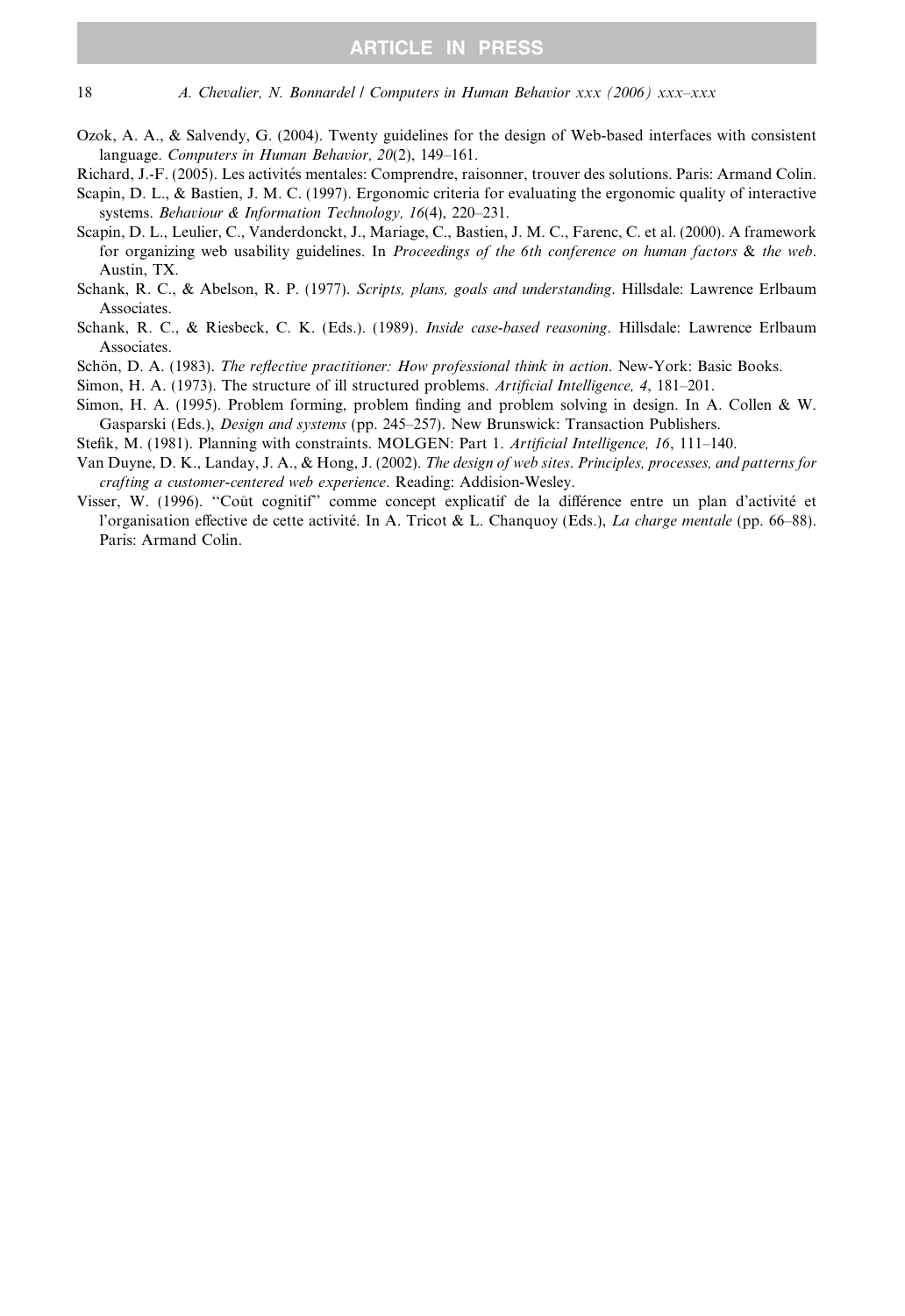Ozok, A. A., & Salvendy, G. (2004). Twenty guidelines for the design of Web-based interfaces with consistent language. *Computers in Human Behavior, 20*(2), 149–161.

Richard, J.-F. (2005). Les activités mentales: Comprendre, raisonner, trouver des solutions. Paris: Armand Colin.

Scapin, D. L., & Bastien, J. M. C. (1997). Ergonomic criteria for evaluating the ergonomic quality of interactive systems. *Behaviour & Information Technology, 16*(4), 220–231.

Scapin, D. L., Leulier, C., Vanderdonckt, J., Mariage, C., Bastien, J. M. C., Farenc, C. et al. (2000). A framework for organizing web usability guidelines. In *Proceedings of the 6th conference on human factors & the web*. Austin, TX.

Schank, R. C., & Abelson, R. P. (1977). *Scripts, plans, goals and understanding*. Hillsdale: Lawrence Erlbaum Associates.

Schank, R. C., & Riesbeck, C. K. (Eds.). (1989). *Inside case-based reasoning*. Hillsdale: Lawrence Erlbaum Associates.

Schön, D. A. (1983). *The reflective practitioner: How professional think in action*. New-York: Basic Books.

Simon, H. A. (1973). The structure of ill structured problems. *Artificial Intelligence, 4*, 181–201.

Simon, H. A. (1995). Problem forming, problem finding and problem solving in design. In A. Collen & W. Gasparski (Eds.), *Design and systems* (pp. 245–257). New Brunswick: Transaction Publishers.

Stefik, M. (1981). Planning with constraints. MOLGEN: Part 1. *Artificial Intelligence, 16*, 111–140.

Van Duyne, D. K., Landay, J. A., & Hong, J. (2002). *The design of web sites. Principles, processes, and patterns for crafting a customer-centered web experience*. Reading: Addision-Wesley.

Visser, W. (1996). ''Coût cognitif'' comme concept explicatif de la différence entre un plan d'activité et l'organisation effective de cette activité. In A. Tricot & L. Chanquoy (Eds.), *La charge mentale* (pp. 66–88). Paris: Armand Colin.